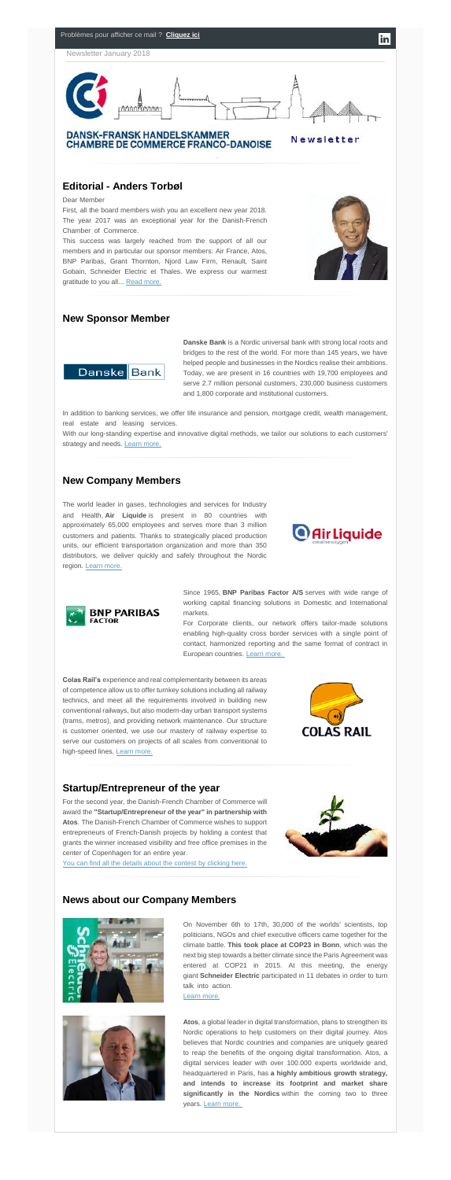Problèmes pour afficher ce mail ? **Cliquez ici**

Newsletter January 2018

DANSK-FRANSK HANDELSKAMMER
CHAMBRE DE COMMERCE FRANCO-DANOISE

Newsletter

## Editorial - Anders Torbøl

Dear Member

First, all the board members wish you an excellent new year 2018. The year 2017 was an exceptional year for the Danish-French Chamber of Commerce.

This success was largely reached from the support of all our members and in particular our sponsor members: Air France, Atos, BNP Paribas, Grant Thornton, Njord Law Firm, Renault, Saint Gobain, Schneider Electric et Thales. We express our warmest gratitude to you all... Read more.

## New Sponsor Member

**Danske Bank** is a Nordic universal bank with strong local roots and bridges to the rest of the world. For more than 145 years, we have helped people and businesses in the Nordics realise their ambitions. Today, we are present in 16 countries with 19,700 employees and serve 2.7 million personal customers, 230,000 business customers and 1,800 corporate and institutional customers.

In addition to banking services, we offer life insurance and pension, mortgage credit, wealth management, real estate and leasing services.

With our long-standing expertise and innovative digital methods, we tailor our solutions to each customers' strategy and needs. Learn more.

## New Company Members

The world leader in gases, technologies and services for Industry and Health, **Air Liquide** is present in 80 countries with approximately 65,000 employees and serves more than 3 million customers and patients. Thanks to strategically placed production units, our efficient transportation organization and more than 350 distributors, we deliver quickly and safely throughout the Nordic region. Learn more.

Since 1965, **BNP Paribas Factor A/S** serves with wide range of working capital financing solutions in Domestic and International markets.

For Corporate clients, our network offers tailor-made solutions enabling high-quality cross border services with a single point of contact, harmonized reporting and the same format of contract in European countries. Learn more.

**Colas Rail's** experience and real complementarity between its areas of competence allow us to offer turnkey solutions including all railway technics, and meet all the requirements involved in building new conventional railways, but also modern-day urban transport systems (trams, metros), and providing network maintenance. Our structure is customer oriented, we use our mastery of railway expertise to serve our customers on projects of all scales from conventional to high-speed lines. Learn more.

## Startup/Entrepreneur of the year

For the second year, the Danish-French Chamber of Commerce will award the **"Startup/Entrepreneur of the year" in partnership with Atos**. The Danish-French Chamber of Commerce wishes to support entrepreneurs of French-Danish projects by holding a contest that grants the winner increased visibility and free office premises in the center of Copenhagen for an entire year.

You can find all the details about the contest by clicking here.

## News about our Company Members

On November 6th to 17th, 30,000 of the worlds' scientists, top politicians, NGOs and chief executive officers came together for the climate battle. **This took place at COP23 in Bonn**, which was the next big step towards a better climate since the Paris Agreement was entered at COP21 in 2015. At this meeting, the energy giant **Schneider Electric** participated in 11 debates in order to turn talk into action.

Learn more.

**Atos**, a global leader in digital transformation, plans to strengthen its Nordic operations to help customers on their digital journey. Atos believes that Nordic countries and companies are uniquely geared to reap the benefits of the ongoing digital transformation. Atos, a digital services leader with over 100.000 experts worldwide and, headquartered in Paris, has **a highly ambitious growth strategy, and intends to increase its footprint and market share significantly in the Nordics** within the coming two to three years. Learn more.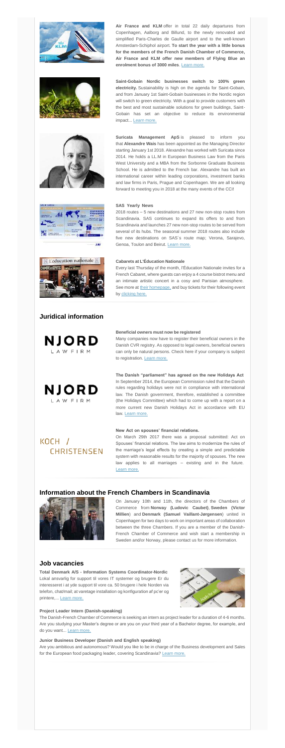**Air France and KLM** offer in total 22 daily departures from Copenhagen, Aalborg and Billund, to the newly renovated and simplified Paris-Charles de Gaulle airport and to the well-known Amsterdam-Schiphol airport. **To start the year with a little bonus for the members of the French Danish Chamber of Commerce, Air France and KLM offer new members of Flying Blue an enrolment bonus of 3000 miles**. Learn more.

**Saint-Gobain Nordic businesses switch to 100% green electricity.** Sustainability is high on the agenda for Saint-Gobain, and from January 1st Saint-Gobain businesses in the Nordic region will switch to green electricity. With a goal to provide customers with the best and most sustainable solutions for green buildings, Saint-Gobain has set an objective to reduce its environmental impact... Learn more.

**Suricata Management ApS** is pleased to inform you that **Alexandre Wais** has been appointed as the Managing Director starting January 1st 2018. Alexandre has worked with Suricata since 2014. He holds a LL.M in European Business Law from the Paris West University and a MBA from the Sorbonne Graduate Business School. He is admitted to the French bar. Alexandre has built an international career within leading corporations, investment banks and law firms in Paris, Prague and Copenhagen. We are all looking forward to meeting you in 2018 at the many events of the CCI!

**SAS Yearly News**

2018 routes – 5 new destinations and 27 new non-stop routes from Scandinavia. SAS continues to expand its offers to and from Scandinavia and launches 27 new non-stop routes to be served from several of its hubs. The seasonal summer 2018 routes also include five new destinations on SAS´s route map; Verona, Sarajevo, Genoa, Toulon and Beirut. Learn more.

**Cabarets at L'Éducation Nationale**

Every last Thursday of the month, l'Éducation Nationale invites for a French Cabaret, where guests can enjoy a 4 course bistrot menu and an intimate artistic concert in a cosy and Parisian atmosphere. See more at their homepage, and buy tickets for their following event by clicking here.

## Juridical information

**Beneficial owners must now be registered**

Many companies now have to register their beneficial owners in the Danish CVR registry. As opposed to legal owners, beneficial owners can only be natural persons. Check here if your company is subject to registration. Learn more.

**The Danish "parliament" has agreed on the new Holidays Act**

In September 2014, the European Commission ruled that the Danish rules regarding holidays were not in compliance with international law. The Danish government, therefore, established a committee (the Holidays Committee) which had to come up with a report on a more current new Danish Holidays Act in accordance with EU law. Learn more.

**New Act on spouses' financial relations.**

On March 29th 2017 there was a proposal submitted: Act on Spouses' financial relations. The law aims to modernize the rules of the marriage's legal effects by creating a simple and predictable system with reasonable results for the majority of spouses. The new law applies to all marriages – existing and in the future. Learn more.

## Information about the French Chambers in Scandinavia

On January 10th and 11th, the directors of the Chambers of Commerce from **Norway (Ludovic Caubet)**, **Sweden (Victor Millien**) and **Denmark (Samuel Vaillant-Jørgensen**) united in Copenhagen for two days to work on important areas of collaboration between the three Chambers. If you are a member of the Danish-French Chamber of Commerce and wish start a membership in Sweden and/or Norway, please contact us for more information.

## Job vacancies

**Total Denmark A/S - Information Systems Coordinator-Nordic**

Lokal ansvarlig for support til vores IT systemer og brugere Er du interesseret i at yde support til vore ca. 50 brugere i hele Norden via telefon, chat/mail; at varetage installation og konfiguration af pc'er og printere,... Learn more.

**Project Leader Intern (Danish-speaking)**

The Danish-French Chamber of Commerce is seeking an intern as project leader for a duration of 4-6 months. Are you studying your Master's degree or are you on your third year of a Bachelor degree, for example, and do you want... Learn more.

**Junior Business Developer (Danish and English speaking)**

Are you ambitious and autonomous? Would you like to be in charge of the Business development and Sales for the European food packaging leader, covering Scandinavia? Learn more.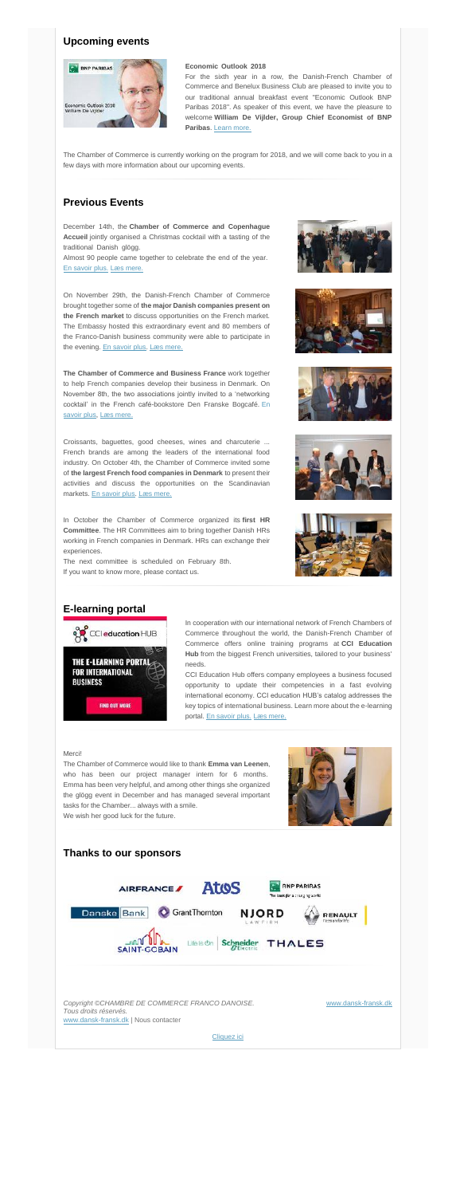## Upcoming events

**Economic Outlook 2018**

For the sixth year in a row, the Danish-French Chamber of Commerce and Benelux Business Club are pleased to invite you to our traditional annual breakfast event "Economic Outlook BNP Paribas 2018". As speaker of this event, we have the pleasure to welcome **William De Vijlder, Group Chief Economist of BNP Paribas**. Learn more.

The Chamber of Commerce is currently working on the program for 2018, and we will come back to you in a few days with more information about our upcoming events.

## Previous Events

December 14th, the **Chamber of Commerce and Copenhague Accueil** jointly organised a Christmas cocktail with a tasting of the traditional Danish gløgg.

Almost 90 people came together to celebrate the end of the year. En savoir plus. Læs mere.

On November 29th, the Danish-French Chamber of Commerce brought together some of **the major Danish companies present on the French market** to discuss opportunities on the French market. The Embassy hosted this extraordinary event and 80 members of the Franco-Danish business community were able to participate in the evening. En savoir plus. Læs mere.

**The Chamber of Commerce and Business France** work together to help French companies develop their business in Denmark. On November 8th, the two associations jointly invited to a 'networking cocktail' in the French café-bookstore Den Franske Bogcafé. En savoir plus, Læs mere.

Croissants, baguettes, good cheeses, wines and charcuterie ... French brands are among the leaders of the international food industry. On October 4th, the Chamber of Commerce invited some of **the largest French food companies in Denmark** to present their activities and discuss the opportunities on the Scandinavian markets. En savoir plus. Læs mere.

In October the Chamber of Commerce organized its **first HR Committee**. The HR Committees aim to bring together Danish HRs working in French companies in Denmark. HRs can exchange their experiences.

The next committee is scheduled on February 8th.

If you want to know more, please contact us.

## E-learning portal

CCI education HUB

THE E-LEARNING PORTAL FOR INTERNATIONAL BUSINESS

FIND OUT MORE

In cooperation with our international network of French Chambers of Commerce throughout the world, the Danish-French Chamber of Commerce offers online training programs at **CCI Education Hub** from the biggest French universities, tailored to your business' needs.

CCI Education Hub offers company employees a business focused opportunity to update their competencies in a fast evolving international economy. CCI education HUB's catalog addresses the key topics of international business. Learn more about the e-learning portal. En savoir plus. Læs mere.

Merci!

The Chamber of Commerce would like to thank **Emma van Leenen**, who has been our project manager intern for 6 months. Emma has been very helpful, and among other things she organized the gløgg event in December and has managed several important tasks for the Chamber... always with a smile.

We wish her good luck for the future.

## Thanks to our sponsors

AIRFRANCE, Atos, BNP PARIBAS, Danske Bank, Grant Thornton, NJORD LAW FIRM, RENAULT, SAINT-GOBAIN, Schneider Electric, THALES

*Copyright ©CHAMBRE DE COMMERCE FRANCO DANOISE.*
*Tous droits réservés.*
www.dansk-fransk.dk | Nous contacter

www.dansk-fransk.dk

Cliquez ici